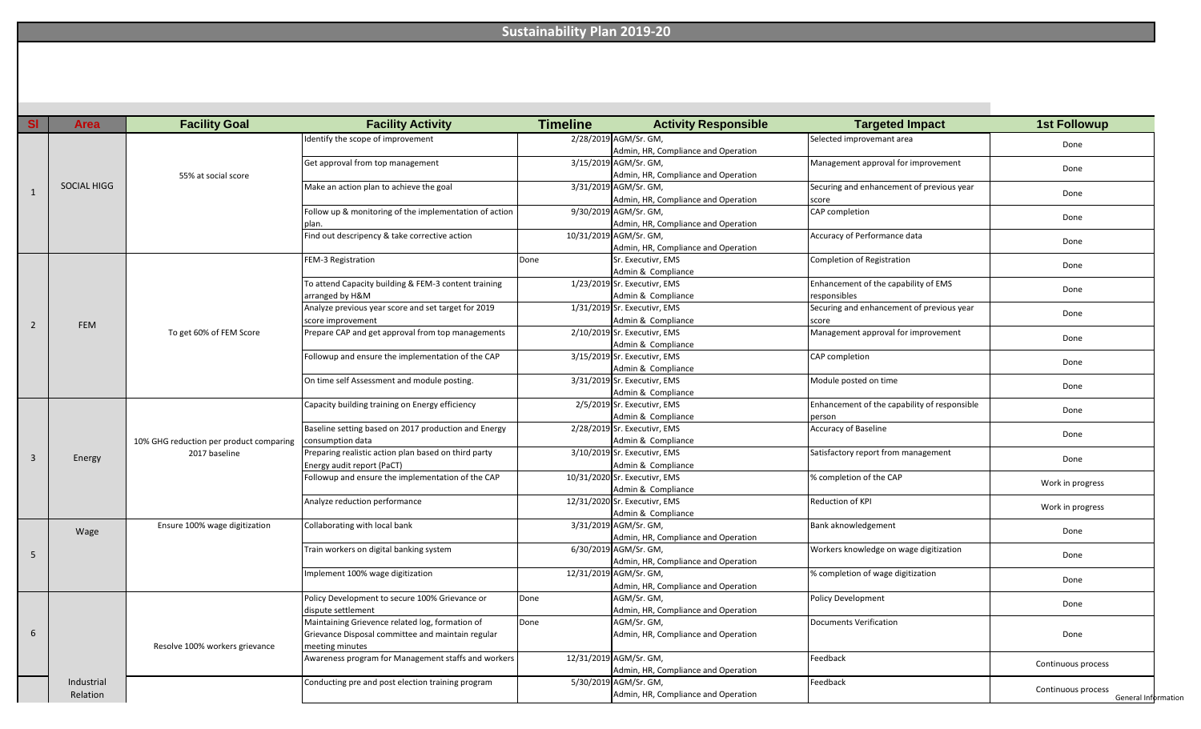# Sustainability Plan 2019-20

| Sl | Area | Facility Goal | Facility Activity | Timeline | Activity Responsible | Targeted Impact | 1st Followup |
|---|---|---|---|---|---|---|---|
| 1 | SOCIAL HIGG | 55% at social score | Identify the scope of improvement | 2/28/2019 | AGM/Sr. GM, Admin, HR, Compliance and Operation | Selected improvemant area | Done |
| | | | Get approval from top management | 3/15/2019 | AGM/Sr. GM, Admin, HR, Compliance and Operation | Management approval for improvement | Done |
| | | | Make an action plan to achieve the goal | 3/31/2019 | AGM/Sr. GM, Admin, HR, Compliance and Operation | Securing and enhancement of previous year score | Done |
| | | | Follow up & monitoring of the implementation of action plan. | 9/30/2019 | AGM/Sr. GM, Admin, HR, Compliance and Operation | CAP completion | Done |
| | | | Find out descripency & take corrective action | 10/31/2019 | AGM/Sr. GM, Admin, HR, Compliance and Operation | Accuracy of Performance data | Done |
| 2 | FEM | To get 60% of FEM Score | FEM-3 Registration | Done | Sr. Executivr, EMS Admin & Compliance | Completion of Registration | Done |
| | | | To attend Capacity building & FEM-3 content training arranged by H&M | 1/23/2019 | Sr. Executivr, EMS Admin & Compliance | Enhancement of the capability of EMS responsibles | Done |
| | | | Analyze previous year score and set target for 2019 score improvement | 1/31/2019 | Sr. Executivr, EMS Admin & Compliance | Securing and enhancement of previous year score | Done |
| | | | Prepare CAP and get approval from top managements | 2/10/2019 | Sr. Executivr, EMS Admin & Compliance | Management approval for improvement | Done |
| | | | Followup and ensure the implementation of the CAP | 3/15/2019 | Sr. Executivr, EMS Admin & Compliance | CAP completion | Done |
| | | | On time self Assessment and module posting. | 3/31/2019 | Sr. Executivr, EMS Admin & Compliance | Module posted on time | Done |
| 3 | Energy | 10% GHG reduction per product comparing 2017 baseline | Capacity building training on Energy efficiency | 2/5/2019 | Sr. Executivr, EMS Admin & Compliance | Enhancement of the capability of responsible person | Done |
| | | | Baseline setting based on 2017 production and Energy consumption data | 2/28/2019 | Sr. Executivr, EMS Admin & Compliance | Accuracy of Baseline | Done |
| | | | Preparing realistic action plan based on third party Energy audit report (PaCT) | 3/10/2019 | Sr. Executivr, EMS Admin & Compliance | Satisfactory report from management | Done |
| | | | Followup and ensure the implementation of the CAP | 10/31/2020 | Sr. Executivr, EMS Admin & Compliance | % completion of the CAP | Work in progress |
| | | | Analyze reduction performance | 12/31/2020 | Sr. Executivr, EMS Admin & Compliance | Reduction of KPI | Work in progress |
| 5 | Wage | Ensure 100% wage digitization | Collaborating with local bank | 3/31/2019 | AGM/Sr. GM, Admin, HR, Compliance and Operation | Bank aknowledgement | Done |
| | | | Train workers on digital banking system | 6/30/2019 | AGM/Sr. GM, Admin, HR, Compliance and Operation | Workers knowledge on wage digitization | Done |
| | | | Implement 100% wage digitization | 12/31/2019 | AGM/Sr. GM, Admin, HR, Compliance and Operation | % completion of wage digitization | Done |
| 6 | Industrial Relation | Resolve 100% workers grievance | Policy Development to secure 100% Grievance or dispute settlement | Done | AGM/Sr. GM, Admin, HR, Compliance and Operation | Policy Development | Done |
| | | | Maintaining Grievence related log, formation of Grievance Disposal committee and maintain regular meeting minutes | Done | AGM/Sr. GM, Admin, HR, Compliance and Operation | Documents Verification | Done |
| | | | Awareness program for Management staffs and workers | 12/31/2019 | AGM/Sr. GM, Admin, HR, Compliance and Operation | Feedback | Continuous process |
| | | | Conducting pre and post election training program | 5/30/2019 | AGM/Sr. GM, Admin, HR, Compliance and Operation | Feedback | Continuous process |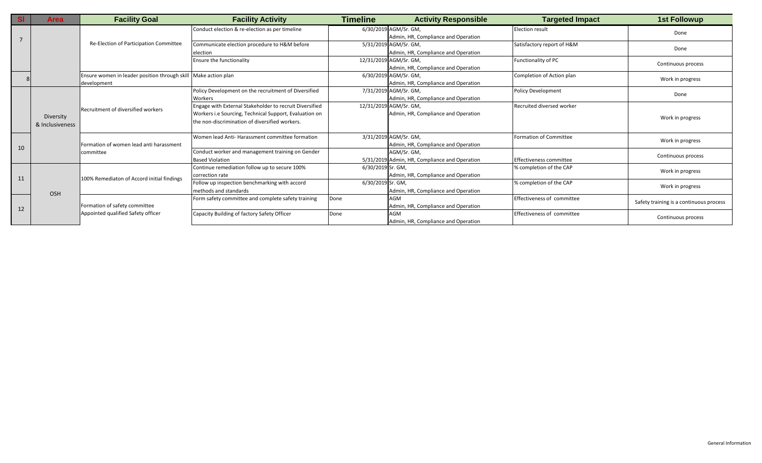| Sl | Area | Facility Goal | Facility Activity | Timeline | Activity Responsible | Targeted Impact | 1st Followup |
|---|---|---|---|---|---|---|---|
| 7 | | Re-Election of Participation Committee | Conduct election & re-election as per timeline | 6/30/2019 | AGM/Sr. GM, Admin, HR, Compliance and Operation | Election result | Done |
| | | | Communicate election procedure to H&M before election | 5/31/2019 | AGM/Sr. GM, Admin, HR, Compliance and Operation | Satisfactory report of H&M | Done |
| | | | Ensure the functionality | 12/31/2019 | AGM/Sr. GM, Admin, HR, Compliance and Operation | Functionality of PC | Continuous process |
| 8 | | Ensure women in leader position through skill development | Make action plan | 6/30/2019 | AGM/Sr. GM, Admin, HR, Compliance and Operation | Completion of Action plan | Work in progress |
| | Diversity & Inclusiveness | Recruitment of diversified workers | Policy Development on the recruitment of Diversified Workers | 7/31/2019 | AGM/Sr. GM, Admin, HR, Compliance and Operation | Policy Development | Done |
| | | | Engage with External Stakeholder to recruit Diversified Workers i.e Sourcing, Technical Support, Evaluation on the non-discrimination of diversified workers. | 12/31/2019 | AGM/Sr. GM, Admin, HR, Compliance and Operation | Recruited diversed worker | Work in progress |
| 10 | | Formation of women lead anti harassment committee | Women lead Anti- Harassment committee formation | 3/31/2019 | AGM/Sr. GM, Admin, HR, Compliance and Operation | Formation of Committee | Work in progress |
| | | | Conduct worker and management training on Gender Based Violation | 5/31/2019 | AGM/Sr. GM, Admin, HR, Compliance and Operation | Effectiveness committee | Continuous process |
| 11 | OSH | 100% Remediaton of Accord initial findings | Continue remediation follow up to secure 100% correction rate | 6/30/2019 | Sr. GM, Admin, HR, Compliance and Operation | % completion of the CAP | Work in progress |
| | | | Follow up inspection benchmarking with accord methods and standards | 6/30/2019 | Sr. GM, Admin, HR, Compliance and Operation | % completion of the CAP | Work in progress |
| 12 | | Formation of safety committee Appointed qualified Safety officer | Form safety committee and complete safety training | Done | AGM Admin, HR, Compliance and Operation | Effectiveness of committee | Safety training is a continuous process |
| | | | Capacity Building of factory Safety Officer | Done | AGM Admin, HR, Compliance and Operation | Effectiveness of committee | Continuous process |

General Information